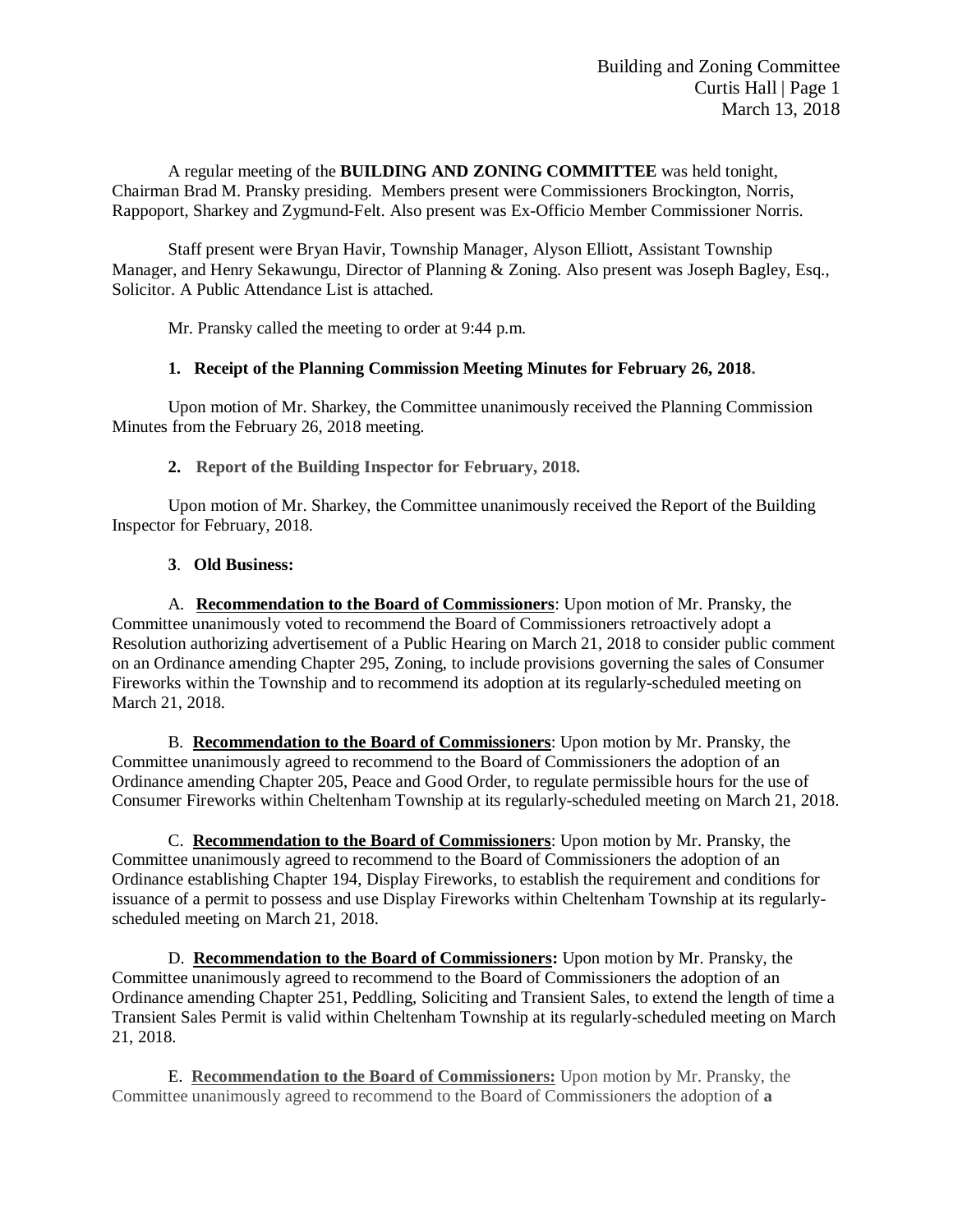A regular meeting of the **BUILDING AND ZONING COMMITTEE** was held tonight, Chairman Brad M. Pransky presiding. Members present were Commissioners Brockington, Norris, Rappoport, Sharkey and Zygmund-Felt. Also present was Ex-Officio Member Commissioner Norris.

Staff present were Bryan Havir, Township Manager, Alyson Elliott, Assistant Township Manager, and Henry Sekawungu, Director of Planning & Zoning. Also present was Joseph Bagley, Esq., Solicitor. A Public Attendance List is attached.

Mr. Pransky called the meeting to order at 9:44 p.m.

**1. Receipt of the Planning Commission Meeting Minutes for February 26, 2018.**

Upon motion of Mr. Sharkey, the Committee unanimously received the Planning Commission Minutes from the February 26, 2018 meeting.

**2. Report of the Building Inspector for February, 2018.**

Upon motion of Mr. Sharkey, the Committee unanimously received the Report of the Building Inspector for February, 2018.

**3. Old Business:**

A. **Recommendation to the Board of Commissioners**: Upon motion of Mr. Pransky, the Committee unanimously voted to recommend the Board of Commissioners retroactively adopt a Resolution authorizing advertisement of a Public Hearing on March 21, 2018 to consider public comment on an Ordinance amending Chapter 295, Zoning, to include provisions governing the sales of Consumer Fireworks within the Township and to recommend its adoption at its regularly-scheduled meeting on March 21, 2018.

B. **Recommendation to the Board of Commissioners**: Upon motion by Mr. Pransky, the Committee unanimously agreed to recommend to the Board of Commissioners the adoption of an Ordinance amending Chapter 205, Peace and Good Order, to regulate permissible hours for the use of Consumer Fireworks within Cheltenham Township at its regularly-scheduled meeting on March 21, 2018.

C. **Recommendation to the Board of Commissioners**: Upon motion by Mr. Pransky, the Committee unanimously agreed to recommend to the Board of Commissioners the adoption of an Ordinance establishing Chapter 194, Display Fireworks, to establish the requirement and conditions for issuance of a permit to possess and use Display Fireworks within Cheltenham Township at its regularly-scheduled meeting on March 21, 2018.

D. **Recommendation to the Board of Commissioners:** Upon motion by Mr. Pransky, the Committee unanimously agreed to recommend to the Board of Commissioners the adoption of an Ordinance amending Chapter 251, Peddling, Soliciting and Transient Sales, to extend the length of time a Transient Sales Permit is valid within Cheltenham Township at its regularly-scheduled meeting on March 21, 2018.

E. **Recommendation to the Board of Commissioners:** Upon motion by Mr. Pransky, the Committee unanimously agreed to recommend to the Board of Commissioners the adoption of **a**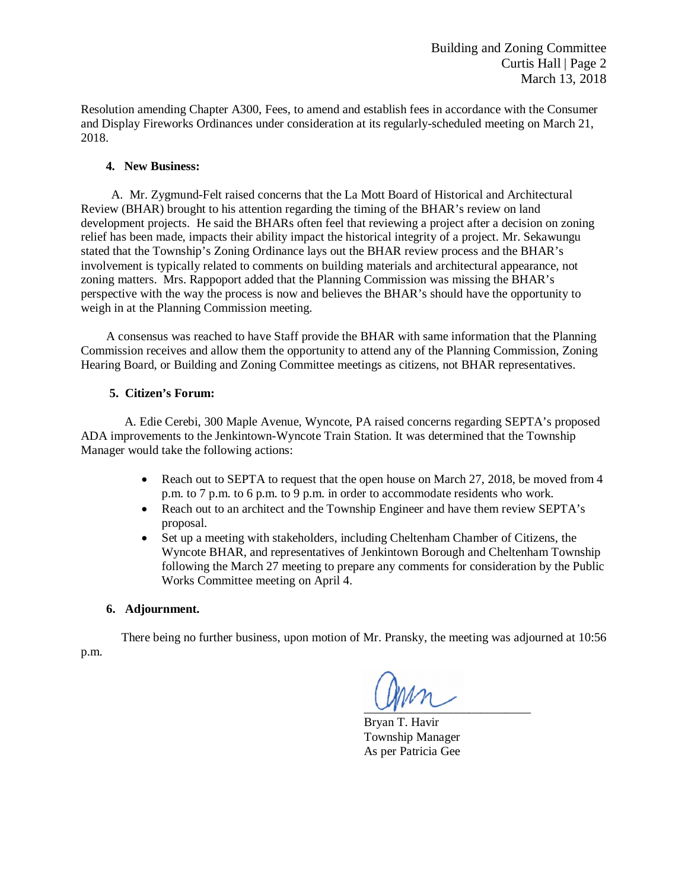Resolution amending Chapter A300, Fees, to amend and establish fees in accordance with the Consumer and Display Fireworks Ordinances under consideration at its regularly-scheduled meeting on March 21, 2018.

**4. New Business:**

A. Mr. Zygmund-Felt raised concerns that the La Mott Board of Historical and Architectural Review (BHAR) brought to his attention regarding the timing of the BHAR's review on land development projects. He said the BHARs often feel that reviewing a project after a decision on zoning relief has been made, impacts their ability impact the historical integrity of a project. Mr. Sekawungu stated that the Township's Zoning Ordinance lays out the BHAR review process and the BHAR's involvement is typically related to comments on building materials and architectural appearance, not zoning matters. Mrs. Rappoport added that the Planning Commission was missing the BHAR's perspective with the way the process is now and believes the BHAR's should have the opportunity to weigh in at the Planning Commission meeting.

A consensus was reached to have Staff provide the BHAR with same information that the Planning Commission receives and allow them the opportunity to attend any of the Planning Commission, Zoning Hearing Board, or Building and Zoning Committee meetings as citizens, not BHAR representatives.

**5. Citizen's Forum:**

A. Edie Cerebi, 300 Maple Avenue, Wyncote, PA raised concerns regarding SEPTA's proposed ADA improvements to the Jenkintown-Wyncote Train Station. It was determined that the Township Manager would take the following actions:

- Reach out to SEPTA to request that the open house on March 27, 2018, be moved from 4 p.m. to 7 p.m. to 6 p.m. to 9 p.m. in order to accommodate residents who work.
- Reach out to an architect and the Township Engineer and have them review SEPTA's proposal.
- Set up a meeting with stakeholders, including Cheltenham Chamber of Citizens, the Wyncote BHAR, and representatives of Jenkintown Borough and Cheltenham Township following the March 27 meeting to prepare any comments for consideration by the Public Works Committee meeting on April 4.

**6. Adjournment.**

There being no further business, upon motion of Mr. Pransky, the meeting was adjourned at 10:56 p.m.

Bryan T. Havir
Township Manager
As per Patricia Gee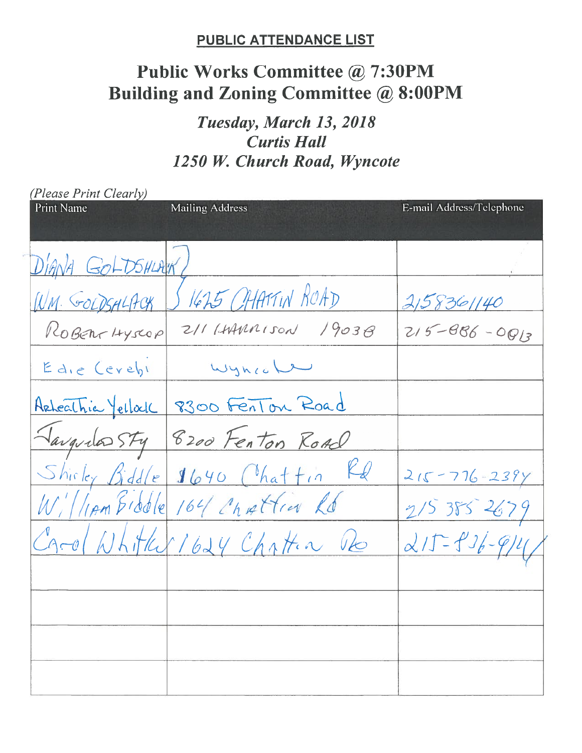## PUBLIC ATTENDANCE LIST

# Public Works Committee @ 7:30PM
# Building and Zoning Committee @ 8:00PM

*Tuesday, March 13, 2018*
*Curtis Hall*
*1250 W. Church Road, Wyncote*

*(Please Print Clearly)*

| Print Name | Mailing Address | E-mail Address/Telephone |
|---|---|---|
| DIANA GOLDSHLACK | | |
| WM. GOLDSHLACK | 1625 CHATTIN ROAD | 2158361140 |
| ROBERT HYSLOP | 211 HARRISON 19038 | 215-886-0013 |
| Edie Cerebi | Wyncote | |
| Arheathia Yellock | 8300 Fenton Road | |
| Jaquelas Sty | 8200 Fenton Road | |
| Shirley Biddle | 1640 Chattin Rd | 215-776-2394 |
| William Biddle | 1641 Chattin Rd | 215 385 2679 |
| Carol White | 1624 Chattin Rd | 215-836-9141 |
| | | |
| | | |
| | | |
| | | |